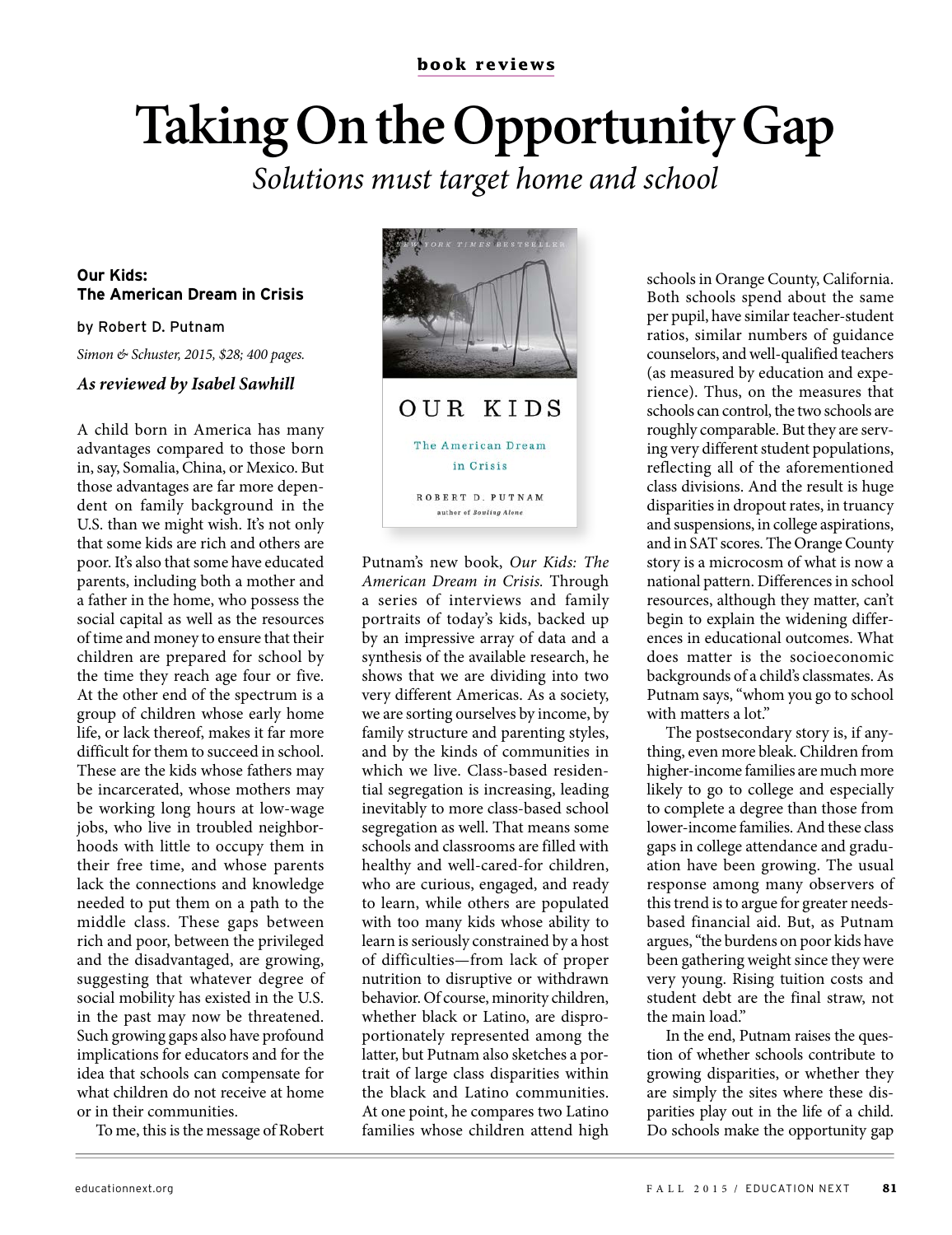**book reviews**

# Taking On the Opportunity Gap

*Solutions must target home and school*

**Our Kids: The American Dream in Crisis**

by Robert D. Putnam

*Simon & Schuster, 2015, $28; 400 pages.*

***As reviewed by Isabel Sawhill***

A child born in America has many advantages compared to those born in, say, Somalia, China, or Mexico. But those advantages are far more dependent on family background in the U.S. than we might wish. It's not only that some kids are rich and others are poor. It's also that some have educated parents, including both a mother and a father in the home, who possess the social capital as well as the resources of time and money to ensure that their children are prepared for school by the time they reach age four or five. At the other end of the spectrum is a group of children whose early home life, or lack thereof, makes it far more difficult for them to succeed in school. These are the kids whose fathers may be incarcerated, whose mothers may be working long hours at low-wage jobs, who live in troubled neighborhoods with little to occupy them in their free time, and whose parents lack the connections and knowledge needed to put them on a path to the middle class. These gaps between rich and poor, between the privileged and the disadvantaged, are growing, suggesting that whatever degree of social mobility has existed in the U.S. in the past may now be threatened. Such growing gaps also have profound implications for educators and for the idea that schools can compensate for what children do not receive at home or in their communities.

To me, this is the message of Robert Putnam's new book, *Our Kids: The American Dream in Crisis.* Through a series of interviews and family portraits of today's kids, backed up by an impressive array of data and a synthesis of the available research, he shows that we are dividing into two very different Americas. As a society, we are sorting ourselves by income, by family structure and parenting styles, and by the kinds of communities in which we live. Class-based residential segregation is increasing, leading inevitably to more class-based school segregation as well. That means some schools and classrooms are filled with healthy and well-cared-for children, who are curious, engaged, and ready to learn, while others are populated with too many kids whose ability to learn is seriously constrained by a host of difficulties—from lack of proper nutrition to disruptive or withdrawn behavior. Of course, minority children, whether black or Latino, are disproportionately represented among the latter, but Putnam also sketches a portrait of large class disparities within the black and Latino communities. At one point, he compares two Latino families whose children attend high schools in Orange County, California. Both schools spend about the same per pupil, have similar teacher-student ratios, similar numbers of guidance counselors, and well-qualified teachers (as measured by education and experience). Thus, on the measures that schools can control, the two schools are roughly comparable. But they are serving very different student populations, reflecting all of the aforementioned class divisions. And the result is huge disparities in dropout rates, in truancy and suspensions, in college aspirations, and in SAT scores. The Orange County story is a microcosm of what is now a national pattern. Differences in school resources, although they matter, can't begin to explain the widening differences in educational outcomes. What does matter is the socioeconomic backgrounds of a child's classmates. As Putnam says, "whom you go to school with matters a lot."

The postsecondary story is, if anything, even more bleak. Children from higher-income families are much more likely to go to college and especially to complete a degree than those from lower-income families. And these class gaps in college attendance and graduation have been growing. The usual response among many observers of this trend is to argue for greater needs-based financial aid. But, as Putnam argues, "the burdens on poor kids have been gathering weight since they were very young. Rising tuition costs and student debt are the final straw, not the main load."

In the end, Putnam raises the question of whether schools contribute to growing disparities, or whether they are simply the sites where these disparities play out in the life of a child. Do schools make the opportunity gap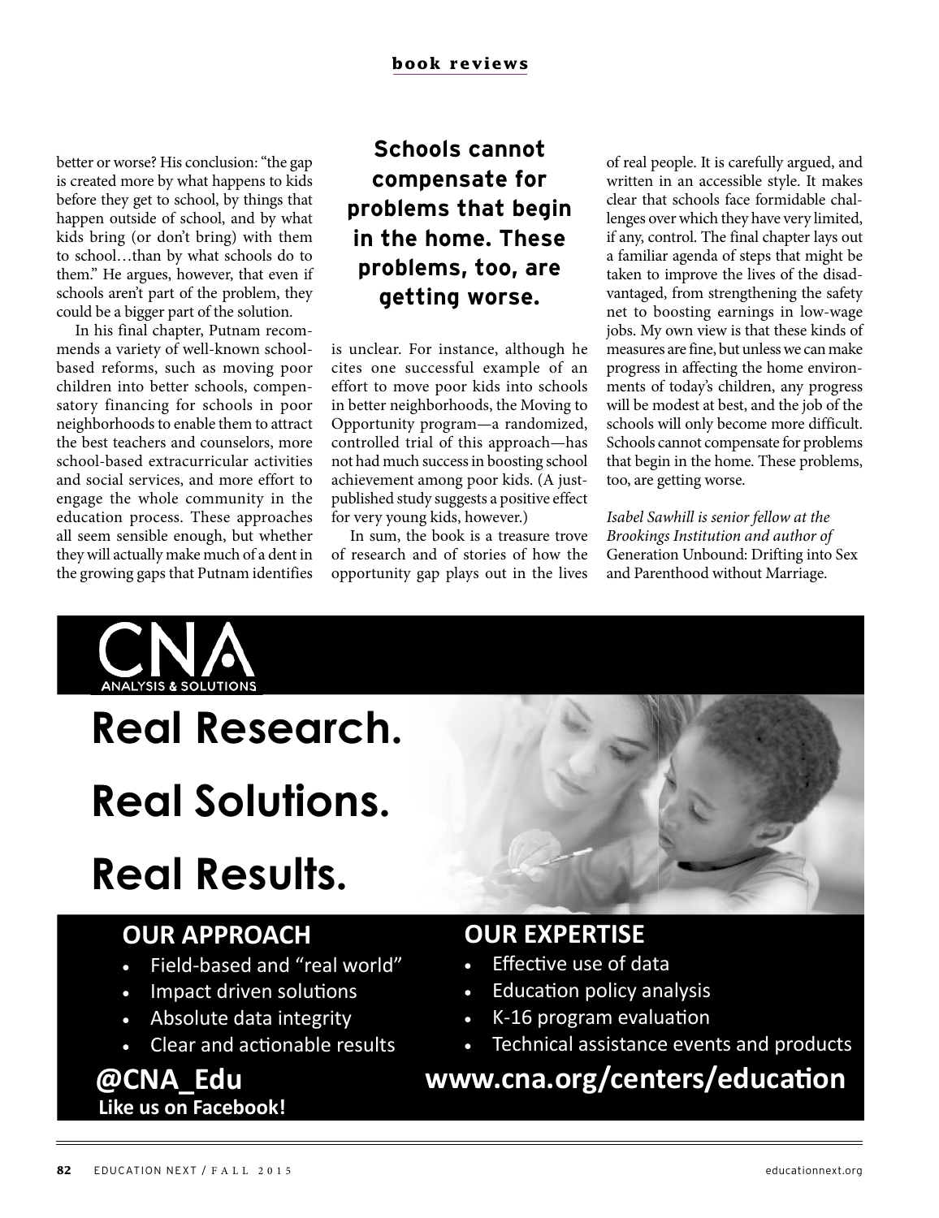better or worse? His conclusion: "the gap is created more by what happens to kids before they get to school, by things that happen outside of school, and by what kids bring (or don't bring) with them to school…than by what schools do to them." He argues, however, that even if schools aren't part of the problem, they could be a bigger part of the solution.

In his final chapter, Putnam recommends a variety of well-known school-based reforms, such as moving poor children into better schools, compensatory financing for schools in poor neighborhoods to enable them to attract the best teachers and counselors, more school-based extracurricular activities and social services, and more effort to engage the whole community in the education process. These approaches all seem sensible enough, but whether they will actually make much of a dent in the growing gaps that Putnam identifies is unclear. For instance, although he cites one successful example of an effort to move poor kids into schools in better neighborhoods, the Moving to Opportunity program—a randomized, controlled trial of this approach—has not had much success in boosting school achievement among poor kids. (A just-published study suggests a positive effect for very young kids, however.)

**Schools cannot compensate for problems that begin in the home. These problems, too, are getting worse.**

In sum, the book is a treasure trove of research and of stories of how the opportunity gap plays out in the lives of real people. It is carefully argued, and written in an accessible style. It makes clear that schools face formidable challenges over which they have very limited, if any, control. The final chapter lays out a familiar agenda of steps that might be taken to improve the lives of the disadvantaged, from strengthening the safety net to boosting earnings in low-wage jobs. My own view is that these kinds of measures are fine, but unless we can make progress in affecting the home environments of today's children, any progress will be modest at best, and the job of the schools will only become more difficult. Schools cannot compensate for problems that begin in the home. These problems, too, are getting worse.

*Isabel Sawhill is senior fellow at the Brookings Institution and author of* Generation Unbound: Drifting into Sex and Parenthood without Marriage.

CNA ANALYSIS & SOLUTIONS

**Real Research.**

**Real Solutions.**

**Real Results.**

**OUR APPROACH**

- Field-based and "real world"
- Impact driven solutions
- Absolute data integrity
- Clear and actionable results

**OUR EXPERTISE**

- Effective use of data
- Education policy analysis
- K-16 program evaluation
- Technical assistance events and products

**@CNA_Edu**

**Like us on Facebook!**

**www.cna.org/centers/education**